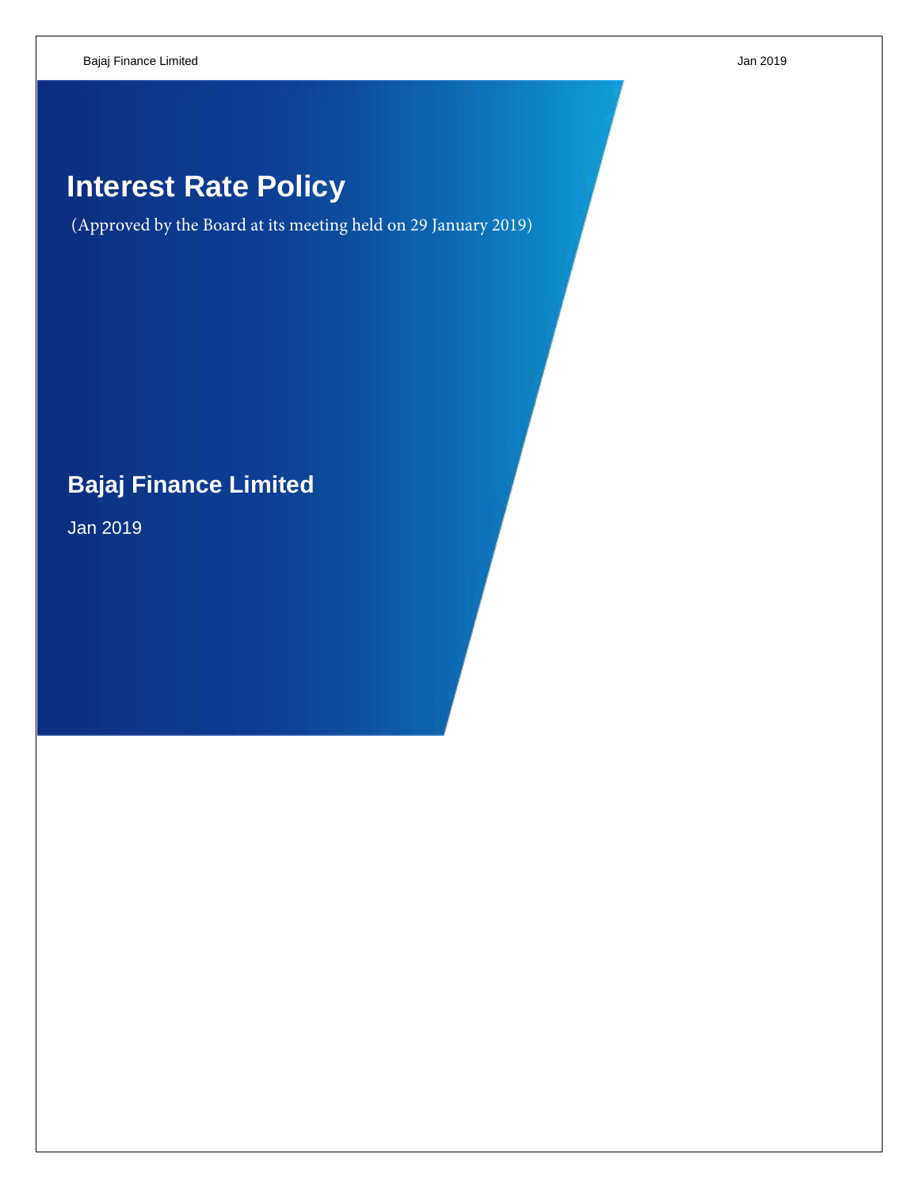# Interest Rate Policy

(Approved by the Board at its meeting held on 29 January 2019)

## Bajaj Finance Limited

Jan 2019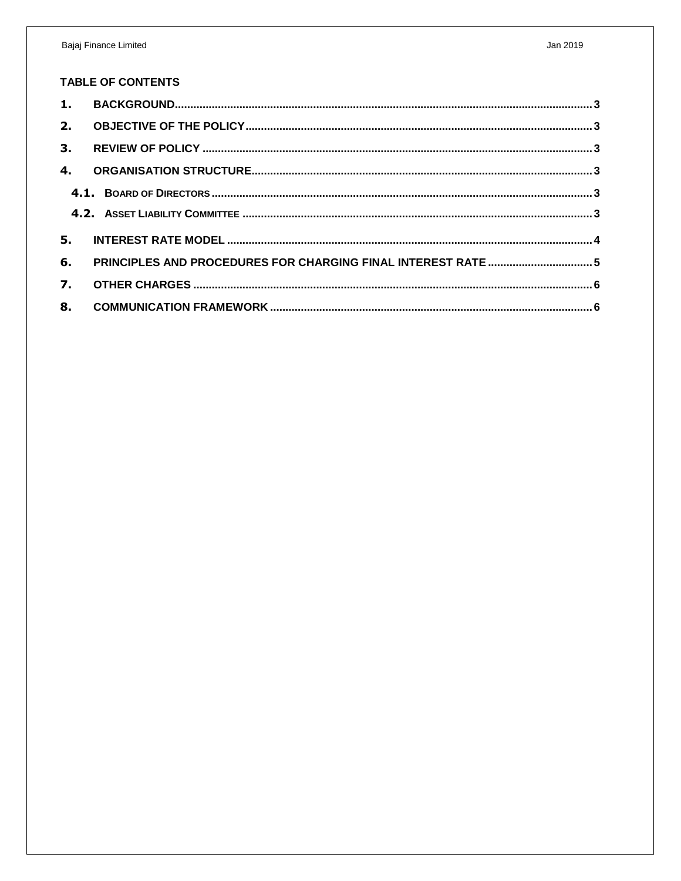**TABLE OF CONTENTS**

1. BACKGROUND ...................................................... 3
2. OBJECTIVE OF THE POLICY ...................................................... 3
3. REVIEW OF POLICY ...................................................... 3
4. ORGANISATION STRUCTURE ...................................................... 3
   - 4.1. BOARD OF DIRECTORS ...................................................... 3
   - 4.2. ASSET LIABILITY COMMITTEE ...................................................... 3
5. INTEREST RATE MODEL ...................................................... 4
6. PRINCIPLES AND PROCEDURES FOR CHARGING FINAL INTEREST RATE ...................................................... 5
7. OTHER CHARGES ...................................................... 6
8. COMMUNICATION FRAMEWORK ...................................................... 6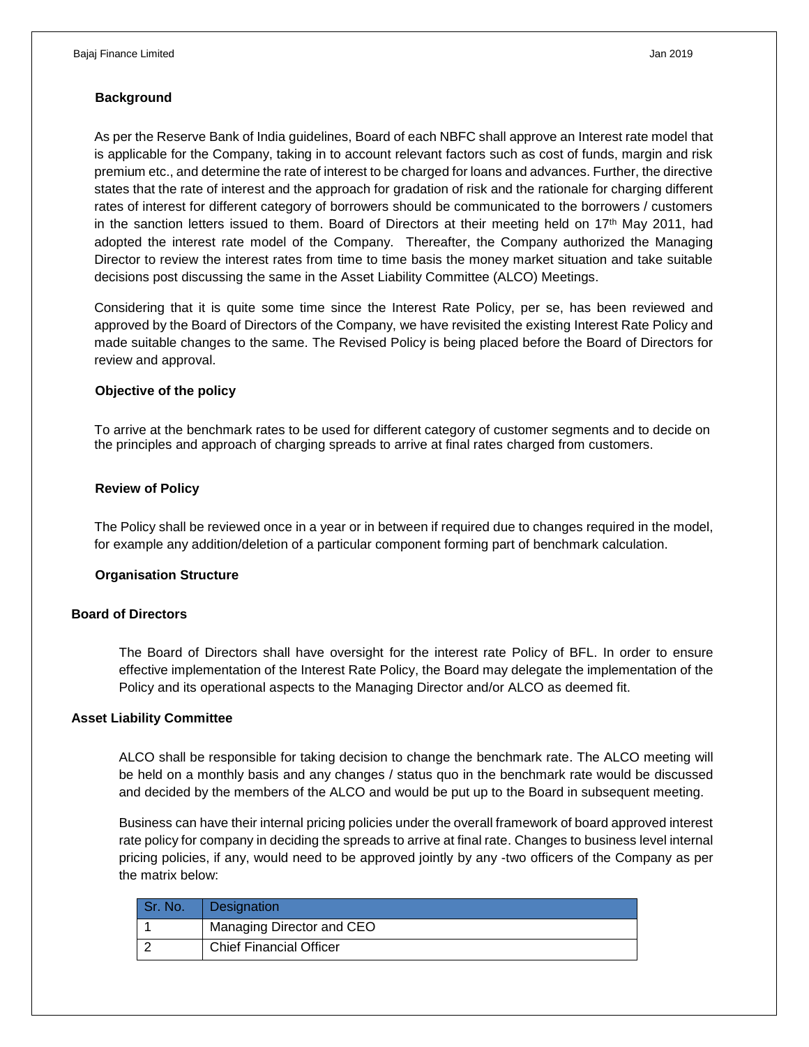## Background

As per the Reserve Bank of India guidelines, Board of each NBFC shall approve an Interest rate model that is applicable for the Company, taking in to account relevant factors such as cost of funds, margin and risk premium etc., and determine the rate of interest to be charged for loans and advances. Further, the directive states that the rate of interest and the approach for gradation of risk and the rationale for charging different rates of interest for different category of borrowers should be communicated to the borrowers / customers in the sanction letters issued to them. Board of Directors at their meeting held on 17th May 2011, had adopted the interest rate model of the Company. Thereafter, the Company authorized the Managing Director to review the interest rates from time to time basis the money market situation and take suitable decisions post discussing the same in the Asset Liability Committee (ALCO) Meetings.

Considering that it is quite some time since the Interest Rate Policy, per se, has been reviewed and approved by the Board of Directors of the Company, we have revisited the existing Interest Rate Policy and made suitable changes to the same. The Revised Policy is being placed before the Board of Directors for review and approval.

## Objective of the policy

To arrive at the benchmark rates to be used for different category of customer segments and to decide on the principles and approach of charging spreads to arrive at final rates charged from customers.

## Review of Policy

The Policy shall be reviewed once in a year or in between if required due to changes required in the model, for example any addition/deletion of a particular component forming part of benchmark calculation.

## Organisation Structure

### Board of Directors

The Board of Directors shall have oversight for the interest rate Policy of BFL. In order to ensure effective implementation of the Interest Rate Policy, the Board may delegate the implementation of the Policy and its operational aspects to the Managing Director and/or ALCO as deemed fit.

### Asset Liability Committee

ALCO shall be responsible for taking decision to change the benchmark rate. The ALCO meeting will be held on a monthly basis and any changes / status quo in the benchmark rate would be discussed and decided by the members of the ALCO and would be put up to the Board in subsequent meeting.

Business can have their internal pricing policies under the overall framework of board approved interest rate policy for company in deciding the spreads to arrive at final rate. Changes to business level internal pricing policies, if any, would need to be approved jointly by any -two officers of the Company as per the matrix below:

| Sr. No. | Designation |
|---|---|
| 1 | Managing Director and CEO |
| 2 | Chief Financial Officer |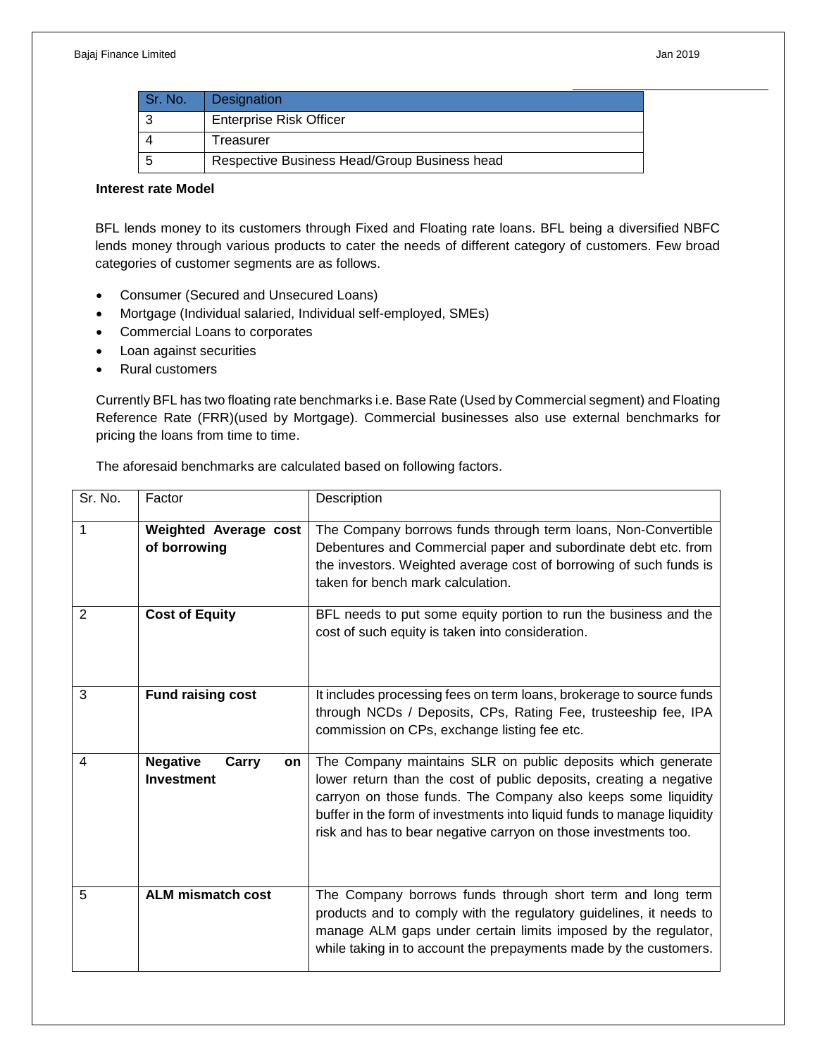| Sr. No. | Designation |
| --- | --- |
| 3 | Enterprise Risk Officer |
| 4 | Treasurer |
| 5 | Respective Business Head/Group Business head |

**Interest rate Model**

BFL lends money to its customers through Fixed and Floating rate loans. BFL being a diversified NBFC lends money through various products to cater the needs of different category of customers. Few broad categories of customer segments are as follows.

- Consumer (Secured and Unsecured Loans)
- Mortgage (Individual salaried, Individual self-employed, SMEs)
- Commercial Loans to corporates
- Loan against securities
- Rural customers

Currently BFL has two floating rate benchmarks i.e. Base Rate (Used by Commercial segment) and Floating Reference Rate (FRR)(used by Mortgage). Commercial businesses also use external benchmarks for pricing the loans from time to time.

The aforesaid benchmarks are calculated based on following factors.

| Sr. No. | Factor | Description |
| --- | --- | --- |
| 1 | **Weighted Average cost of borrowing** | The Company borrows funds through term loans, Non-Convertible Debentures and Commercial paper and subordinate debt etc. from the investors. Weighted average cost of borrowing of such funds is taken for bench mark calculation. |
| 2 | **Cost of Equity** | BFL needs to put some equity portion to run the business and the cost of such equity is taken into consideration. |
| 3 | **Fund raising cost** | It includes processing fees on term loans, brokerage to source funds through NCDs / Deposits, CPs, Rating Fee, trusteeship fee, IPA commission on CPs, exchange listing fee etc. |
| 4 | **Negative Carry on Investment** | The Company maintains SLR on public deposits which generate lower return than the cost of public deposits, creating a negative carryon on those funds. The Company also keeps some liquidity buffer in the form of investments into liquid funds to manage liquidity risk and has to bear negative carryon on those investments too. |
| 5 | **ALM mismatch cost** | The Company borrows funds through short term and long term products and to comply with the regulatory guidelines, it needs to manage ALM gaps under certain limits imposed by the regulator, while taking in to account the prepayments made by the customers. |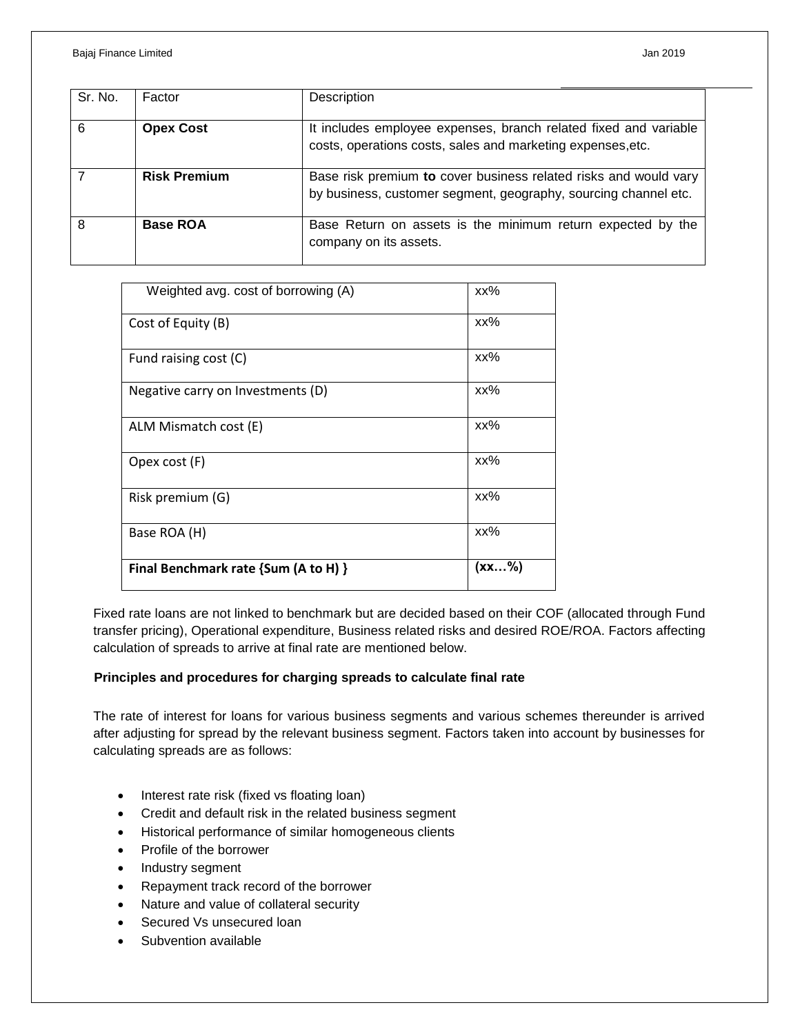| Sr. No. | Factor | Description |
|---|---|---|
| 6 | **Opex Cost** | It includes employee expenses, branch related fixed and variable costs, operations costs, sales and marketing expenses,etc. |
| 7 | **Risk Premium** | Base risk premium **to** cover business related risks and would vary by business, customer segment, geography, sourcing channel etc. |
| 8 | **Base ROA** | Base Return on assets is the minimum return expected by the company on its assets. |

| | |
|---|---|
| Weighted avg. cost of borrowing (A) | xx% |
| Cost of Equity (B) | xx% |
| Fund raising cost (C) | xx% |
| Negative carry on Investments (D) | xx% |
| ALM Mismatch cost (E) | xx% |
| Opex cost (F) | xx% |
| Risk premium (G) | xx% |
| Base ROA (H) | xx% |
| **Final Benchmark rate {Sum (A to H) }** | **(xx…%)** |

Fixed rate loans are not linked to benchmark but are decided based on their COF (allocated through Fund transfer pricing), Operational expenditure, Business related risks and desired ROE/ROA. Factors affecting calculation of spreads to arrive at final rate are mentioned below.

**Principles and procedures for charging spreads to calculate final rate**

The rate of interest for loans for various business segments and various schemes thereunder is arrived after adjusting for spread by the relevant business segment. Factors taken into account by businesses for calculating spreads are as follows:

- Interest rate risk (fixed vs floating loan)
- Credit and default risk in the related business segment
- Historical performance of similar homogeneous clients
- Profile of the borrower
- Industry segment
- Repayment track record of the borrower
- Nature and value of collateral security
- Secured Vs unsecured loan
- Subvention available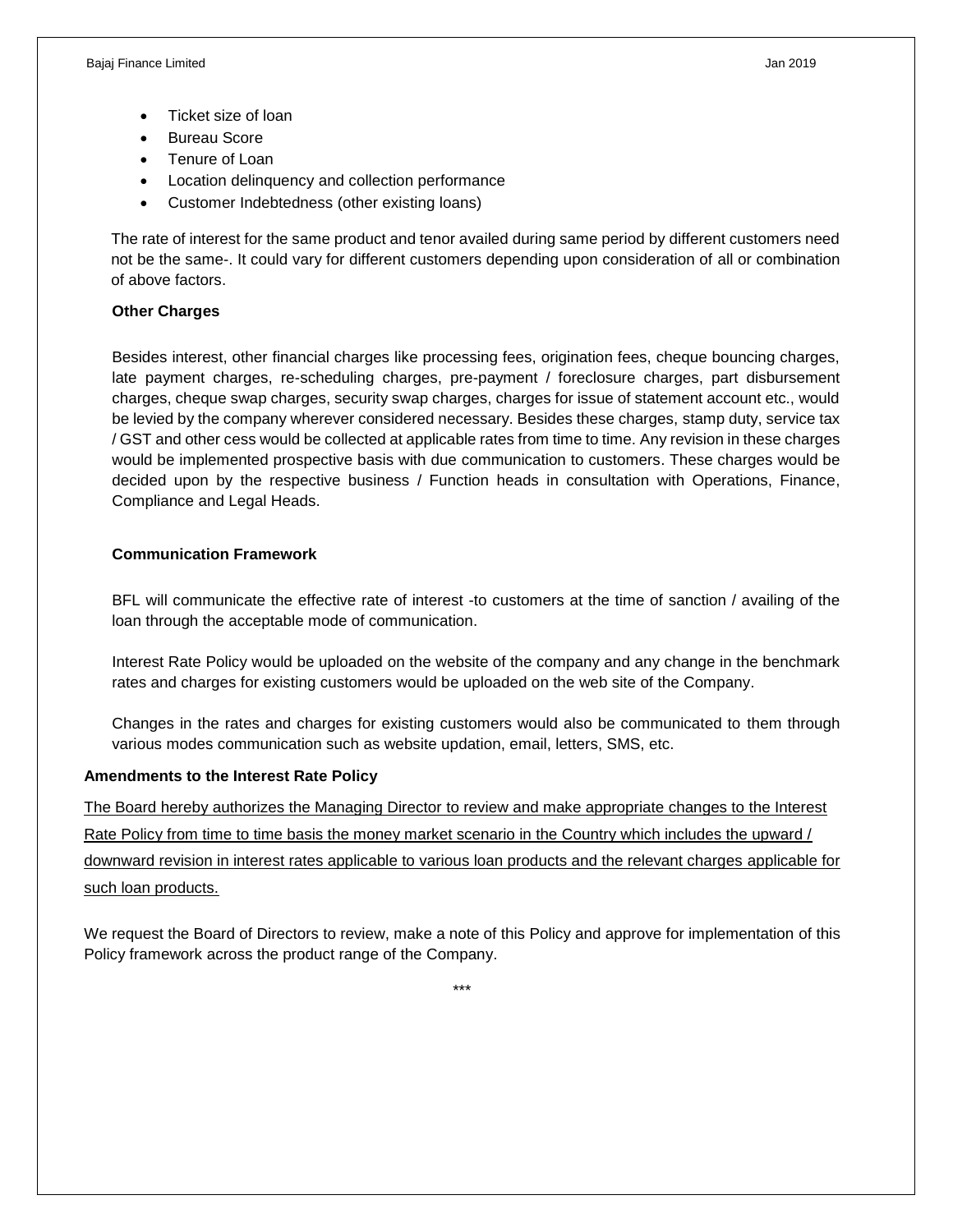- Ticket size of loan
- Bureau Score
- Tenure of Loan
- Location delinquency and collection performance
- Customer Indebtedness (other existing loans)

The rate of interest for the same product and tenor availed during same period by different customers need not be the same-. It could vary for different customers depending upon consideration of all or combination of above factors.

**Other Charges**

Besides interest, other financial charges like processing fees, origination fees, cheque bouncing charges, late payment charges, re-scheduling charges, pre-payment / foreclosure charges, part disbursement charges, cheque swap charges, security swap charges, charges for issue of statement account etc., would be levied by the company wherever considered necessary. Besides these charges, stamp duty, service tax / GST and other cess would be collected at applicable rates from time to time. Any revision in these charges would be implemented prospective basis with due communication to customers. These charges would be decided upon by the respective business / Function heads in consultation with Operations, Finance, Compliance and Legal Heads.

**Communication Framework**

BFL will communicate the effective rate of interest -to customers at the time of sanction / availing of the loan through the acceptable mode of communication.

Interest Rate Policy would be uploaded on the website of the company and any change in the benchmark rates and charges for existing customers would be uploaded on the web site of the Company.

Changes in the rates and charges for existing customers would also be communicated to them through various modes communication such as website updation, email, letters, SMS, etc.

**Amendments to the Interest Rate Policy**

The Board hereby authorizes the Managing Director to review and make appropriate changes to the Interest Rate Policy from time to time basis the money market scenario in the Country which includes the upward / downward revision in interest rates applicable to various loan products and the relevant charges applicable for such loan products.

We request the Board of Directors to review, make a note of this Policy and approve for implementation of this Policy framework across the product range of the Company.

***